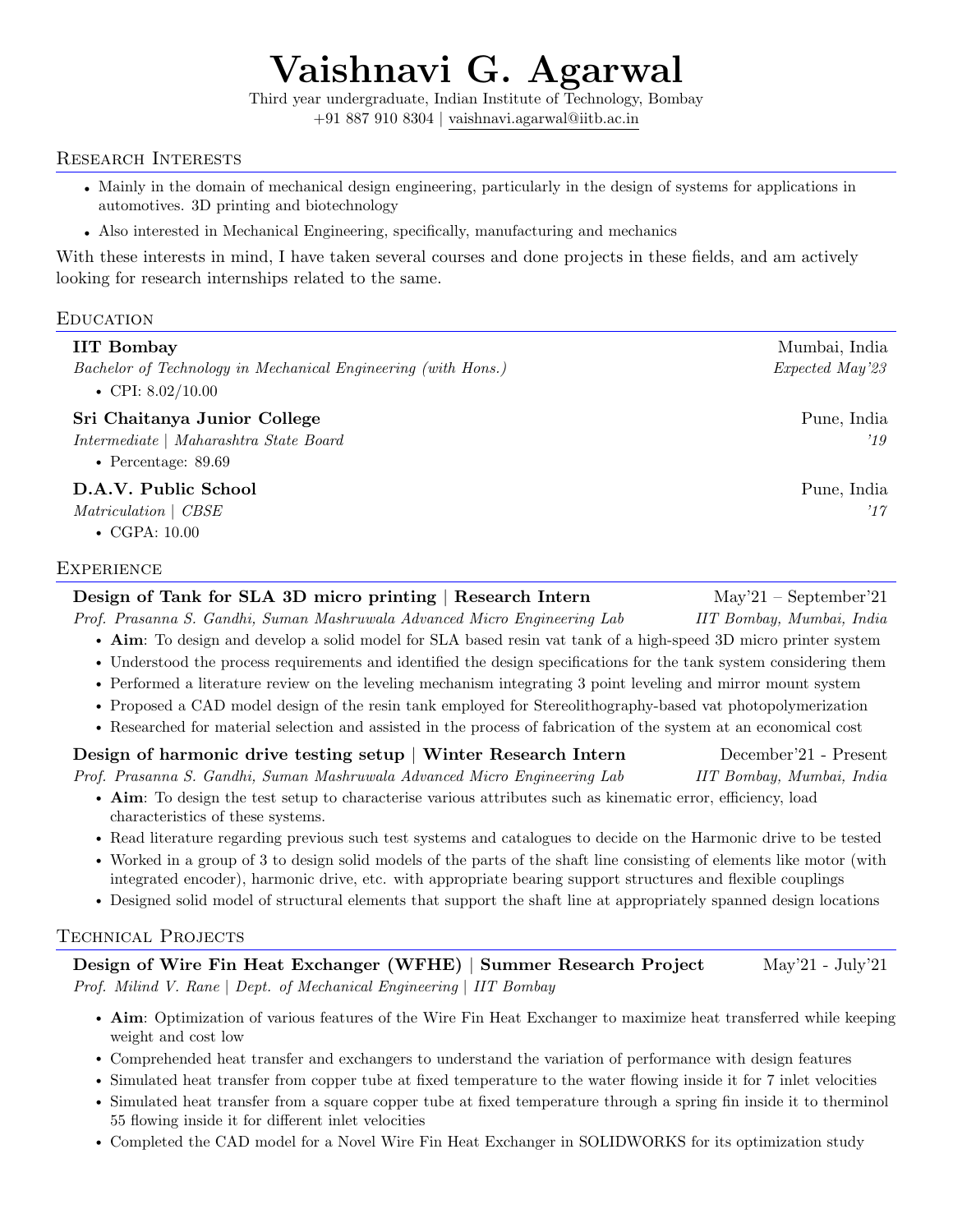# Vaishnavi G. Agarwal

Third year undergraduate, Indian Institute of Technology, Bombay
+91 887 910 8304 | vaishnavi.agarwal@iitb.ac.in

## Research Interests

- Mainly in the domain of mechanical design engineering, particularly in the design of systems for applications in automotives. 3D printing and biotechnology
- Also interested in Mechanical Engineering, specifically, manufacturing and mechanics

With these interests in mind, I have taken several courses and done projects in these fields, and am actively looking for research internships related to the same.

## Education

**IIT Bombay** — Mumbai, India
*Bachelor of Technology in Mechanical Engineering (with Hons.)* — *Expected May'23*
- CPI: 8.02/10.00

**Sri Chaitanya Junior College** — Pune, India
*Intermediate | Maharashtra State Board* — *'19*
- Percentage: 89.69

**D.A.V. Public School** — Pune, India
*Matriculation | CBSE* — *'17*
- CGPA: 10.00

## Experience

**Design of Tank for SLA 3D micro printing | Research Intern** — May'21 – September'21
*Prof. Prasanna S. Gandhi, Suman Mashruwala Advanced Micro Engineering Lab* — *IIT Bombay, Mumbai, India*
- **Aim**: To design and develop a solid model for SLA based resin vat tank of a high-speed 3D micro printer system
- Understood the process requirements and identified the design specifications for the tank system considering them
- Performed a literature review on the leveling mechanism integrating 3 point leveling and mirror mount system
- Proposed a CAD model design of the resin tank employed for Stereolithography-based vat photopolymerization
- Researched for material selection and assisted in the process of fabrication of the system at an economical cost

**Design of harmonic drive testing setup | Winter Research Intern** — December'21 - Present
*Prof. Prasanna S. Gandhi, Suman Mashruwala Advanced Micro Engineering Lab* — *IIT Bombay, Mumbai, India*
- **Aim**: To design the test setup to characterise various attributes such as kinematic error, efficiency, load characteristics of these systems.
- Read literature regarding previous such test systems and catalogues to decide on the Harmonic drive to be tested
- Worked in a group of 3 to design solid models of the parts of the shaft line consisting of elements like motor (with integrated encoder), harmonic drive, etc. with appropriate bearing support structures and flexible couplings
- Designed solid model of structural elements that support the shaft line at appropriately spanned design locations

## Technical Projects

**Design of Wire Fin Heat Exchanger (WFHE) | Summer Research Project** — May'21 - July'21
*Prof. Milind V. Rane | Dept. of Mechanical Engineering | IIT Bombay*
- **Aim**: Optimization of various features of the Wire Fin Heat Exchanger to maximize heat transferred while keeping weight and cost low
- Comprehended heat transfer and exchangers to understand the variation of performance with design features
- Simulated heat transfer from copper tube at fixed temperature to the water flowing inside it for 7 inlet velocities
- Simulated heat transfer from a square copper tube at fixed temperature through a spring fin inside it to therminol 55 flowing inside it for different inlet velocities
- Completed the CAD model for a Novel Wire Fin Heat Exchanger in SOLIDWORKS for its optimization study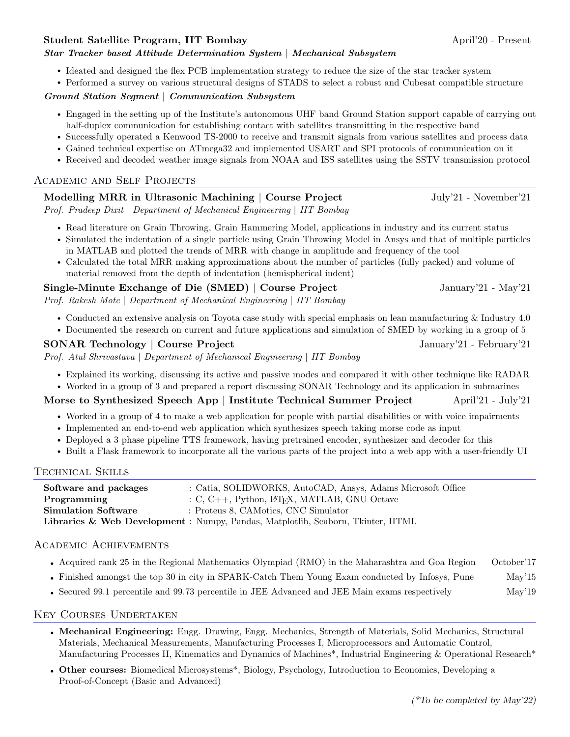**Student Satellite Program, IIT Bombay** April'20 - Present

***Star Tracker based Attitude Determination System | Mechanical Subsystem***

- Ideated and designed the flex PCB implementation strategy to reduce the size of the star tracker system
- Performed a survey on various structural designs of STADS to select a robust and Cubesat compatible structure

***Ground Station Segment | Communication Subsystem***

- Engaged in the setting up of the Institute's autonomous UHF band Ground Station support capable of carrying out half-duplex communication for establishing contact with satellites transmitting in the respective band
- Successfully operated a Kenwood TS-2000 to receive and transmit signals from various satellites and process data
- Gained technical expertise on ATmega32 and implemented USART and SPI protocols of communication on it
- Received and decoded weather image signals from NOAA and ISS satellites using the SSTV transmission protocol

## Academic and Self Projects

**Modelling MRR in Ultrasonic Machining | Course Project** July'21 - November'21

*Prof. Pradeep Dixit | Department of Mechanical Engineering | IIT Bombay*

- Read literature on Grain Throwing, Grain Hammering Model, applications in industry and its current status
- Simulated the indentation of a single particle using Grain Throwing Model in Ansys and that of multiple particles in MATLAB and plotted the trends of MRR with change in amplitude and frequency of the tool
- Calculated the total MRR making approximations about the number of particles (fully packed) and volume of material removed from the depth of indentation (hemispherical indent)

**Single-Minute Exchange of Die (SMED) | Course Project** January'21 - May'21

*Prof. Rakesh Mote | Department of Mechanical Engineering | IIT Bombay*

- Conducted an extensive analysis on Toyota case study with special emphasis on lean manufacturing & Industry 4.0
- Documented the research on current and future applications and simulation of SMED by working in a group of 5

**SONAR Technology | Course Project** January'21 - February'21

*Prof. Atul Shrivastava | Department of Mechanical Engineering | IIT Bombay*

- Explained its working, discussing its active and passive modes and compared it with other technique like RADAR
- Worked in a group of 3 and prepared a report discussing SONAR Technology and its application in submarines

**Morse to Synthesized Speech App | Institute Technical Summer Project** April'21 - July'21

- Worked in a group of 4 to make a web application for people with partial disabilities or with voice impairments
- Implemented an end-to-end web application which synthesizes speech taking morse code as input
- Deployed a 3 phase pipeline TTS framework, having pretrained encoder, synthesizer and decoder for this
- Built a Flask framework to incorporate all the various parts of the project into a web app with a user-friendly UI

## Technical Skills

| | |
|---|---|
| **Software and packages** | : Catia, SOLIDWORKS, AutoCAD, Ansys, Adams Microsoft Office |
| **Programming** | : C, C++, Python, LaTeX, MATLAB, GNU Octave |
| **Simulation Software** | : Proteus 8, CAMotics, CNC Simulator |
| **Libraries & Web Development** | : Numpy, Pandas, Matplotlib, Seaborn, Tkinter, HTML |

## Academic Achievements

- Acquired rank 25 in the Regional Mathematics Olympiad (RMO) in the Maharashtra and Goa Region — October'17
- Finished amongst the top 30 in city in SPARK-Catch Them Young Exam conducted by Infosys, Pune — May'15
- Secured 99.1 percentile and 99.73 percentile in JEE Advanced and JEE Main exams respectively — May'19

## Key Courses Undertaken

- **Mechanical Engineering:** Engg. Drawing, Engg. Mechanics, Strength of Materials, Solid Mechanics, Structural Materials, Mechanical Measurements, Manufacturing Processes I, Microprocessors and Automatic Control, Manufacturing Processes II, Kinematics and Dynamics of Machines*, Industrial Engineering & Operational Research*
- **Other courses:** Biomedical Microsystems*, Biology, Psychology, Introduction to Economics, Developing a Proof-of-Concept (Basic and Advanced)

*(*To be completed by May'22)*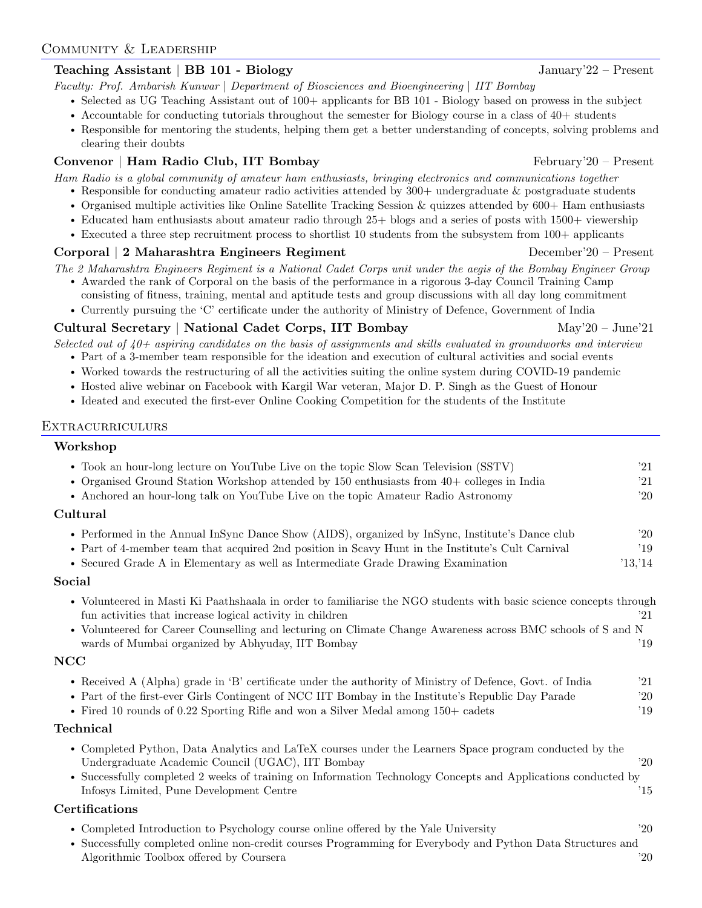## Community & Leadership

**Teaching Assistant | BB 101 - Biology** January'22 – Present

*Faculty: Prof. Ambarish Kunwar | Department of Biosciences and Bioengineering | IIT Bombay*

- Selected as UG Teaching Assistant out of 100+ applicants for BB 101 - Biology based on prowess in the subject
- Accountable for conducting tutorials throughout the semester for Biology course in a class of 40+ students
- Responsible for mentoring the students, helping them get a better understanding of concepts, solving problems and clearing their doubts

**Convenor | Ham Radio Club, IIT Bombay** February'20 – Present

*Ham Radio is a global community of amateur ham enthusiasts, bringing electronics and communications together*

- Responsible for conducting amateur radio activities attended by 300+ undergraduate & postgraduate students
- Organised multiple activities like Online Satellite Tracking Session & quizzes attended by 600+ Ham enthusiasts
- Educated ham enthusiasts about amateur radio through 25+ blogs and a series of posts with 1500+ viewership
- Executed a three step recruitment process to shortlist 10 students from the subsystem from 100+ applicants

**Corporal | 2 Maharashtra Engineers Regiment** December'20 – Present

*The 2 Maharashtra Engineers Regiment is a National Cadet Corps unit under the aegis of the Bombay Engineer Group*

- Awarded the rank of Corporal on the basis of the performance in a rigorous 3-day Council Training Camp consisting of fitness, training, mental and aptitude tests and group discussions with all day long commitment
- Currently pursuing the 'C' certificate under the authority of Ministry of Defence, Government of India

**Cultural Secretary | National Cadet Corps, IIT Bombay** May'20 – June'21

*Selected out of 40+ aspiring candidates on the basis of assignments and skills evaluated in groundworks and interview*

- Part of a 3-member team responsible for the ideation and execution of cultural activities and social events
- Worked towards the restructuring of all the activities suiting the online system during COVID-19 pandemic
- Hosted alive webinar on Facebook with Kargil War veteran, Major D. P. Singh as the Guest of Honour
- Ideated and executed the first-ever Online Cooking Competition for the students of the Institute

## Extracurriculurs

### Workshop

- Took an hour-long lecture on YouTube Live on the topic Slow Scan Television (SSTV) '21
- Organised Ground Station Workshop attended by 150 enthusiasts from 40+ colleges in India '21
- Anchored an hour-long talk on YouTube Live on the topic Amateur Radio Astronomy '20

### Cultural

- Performed in the Annual InSync Dance Show (AIDS), organized by InSync, Institute's Dance club '20
- Part of 4-member team that acquired 2nd position in Scavy Hunt in the Institute's Cult Carnival '19
- Secured Grade A in Elementary as well as Intermediate Grade Drawing Examination '13,'14

### Social

- Volunteered in Masti Ki Paathshaala in order to familiarise the NGO students with basic science concepts through fun activities that increase logical activity in children '21
- Volunteered for Career Counselling and lecturing on Climate Change Awareness across BMC schools of S and N wards of Mumbai organized by Abhyuday, IIT Bombay '19

### NCC

- Received A (Alpha) grade in 'B' certificate under the authority of Ministry of Defence, Govt. of India '21
- Part of the first-ever Girls Contingent of NCC IIT Bombay in the Institute's Republic Day Parade '20
- Fired 10 rounds of 0.22 Sporting Rifle and won a Silver Medal among 150+ cadets '19

### Technical

- Completed Python, Data Analytics and LaTeX courses under the Learners Space program conducted by the Undergraduate Academic Council (UGAC), IIT Bombay '20
- Successfully completed 2 weeks of training on Information Technology Concepts and Applications conducted by Infosys Limited, Pune Development Centre '15

### Certifications

- Completed Introduction to Psychology course online offered by the Yale University '20
- Successfully completed online non-credit courses Programming for Everybody and Python Data Structures and Algorithmic Toolbox offered by Coursera '20